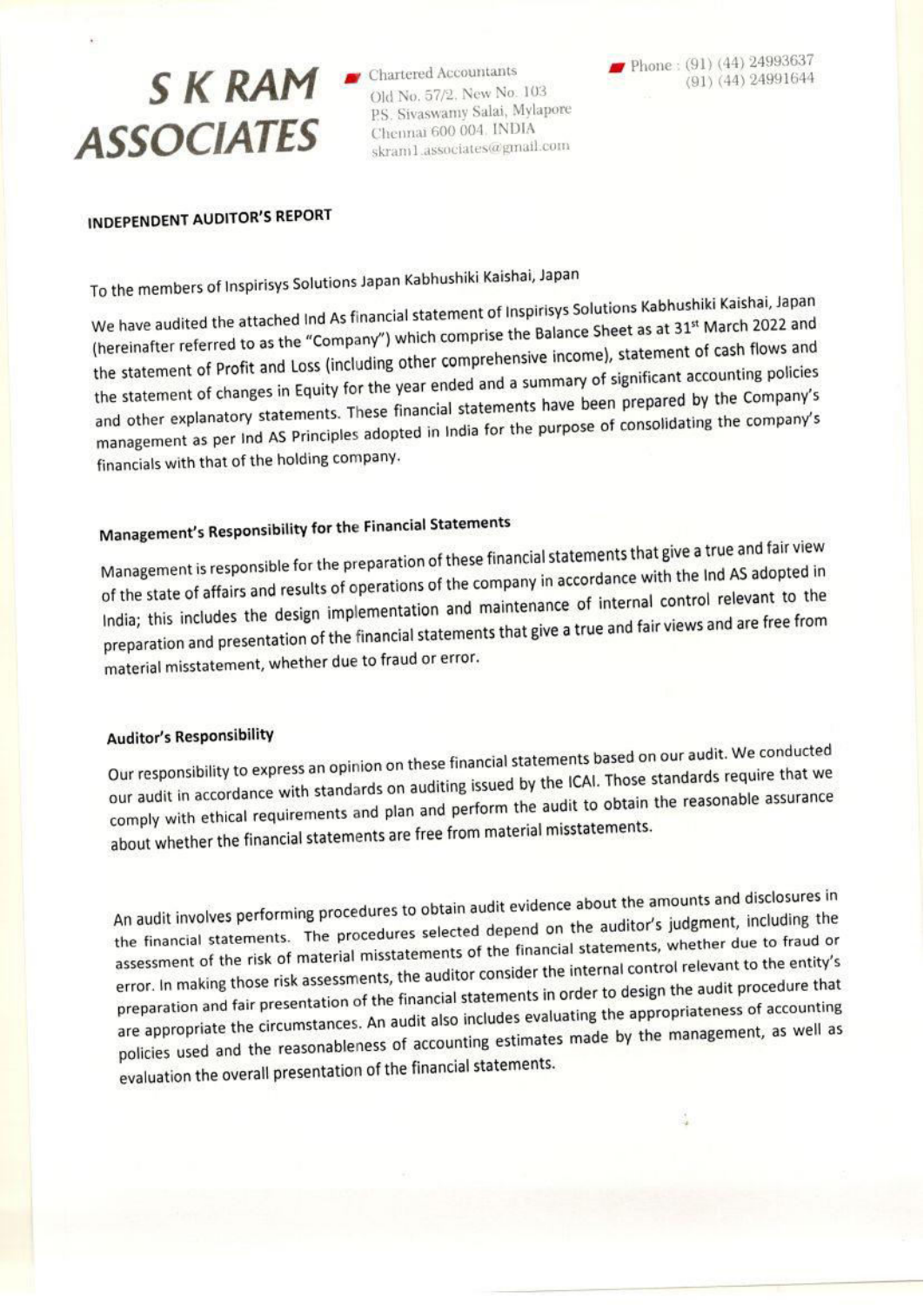# S K RAM ASSOCIATES

Chartered Accountants
Old No. 57/2. New No. 103
P.S. Sivaswamy Salai, Mylapore
Chennai 600 004. INDIA
skram1.associates@gmail.com

Phone : (91) (44) 24993637
(91) (44) 24991644

## INDEPENDENT AUDITOR'S REPORT

To the members of Inspirisys Solutions Japan Kabhushiki Kaishai, Japan

We have audited the attached Ind As financial statement of Inspirisys Solutions Kabhushiki Kaishai, Japan (hereinafter referred to as the "Company") which comprise the Balance Sheet as at 31st March 2022 and the statement of Profit and Loss (including other comprehensive income), statement of cash flows and the statement of changes in Equity for the year ended and a summary of significant accounting policies and other explanatory statements. These financial statements have been prepared by the Company's management as per Ind AS Principles adopted in India for the purpose of consolidating the company's financials with that of the holding company.

### Management's Responsibility for the Financial Statements

Management is responsible for the preparation of these financial statements that give a true and fair view of the state of affairs and results of operations of the company in accordance with the Ind AS adopted in India; this includes the design implementation and maintenance of internal control relevant to the preparation and presentation of the financial statements that give a true and fair views and are free from material misstatement, whether due to fraud or error.

### Auditor's Responsibility

Our responsibility to express an opinion on these financial statements based on our audit. We conducted our audit in accordance with standards on auditing issued by the ICAI. Those standards require that we comply with ethical requirements and plan and perform the audit to obtain the reasonable assurance about whether the financial statements are free from material misstatements.

An audit involves performing procedures to obtain audit evidence about the amounts and disclosures in the financial statements. The procedures selected depend on the auditor's judgment, including the assessment of the risk of material misstatements of the financial statements, whether due to fraud or error. In making those risk assessments, the auditor consider the internal control relevant to the entity's preparation and fair presentation of the financial statements in order to design the audit procedure that are appropriate the circumstances. An audit also includes evaluating the appropriateness of accounting policies used and the reasonableness of accounting estimates made by the management, as well as evaluation the overall presentation of the financial statements.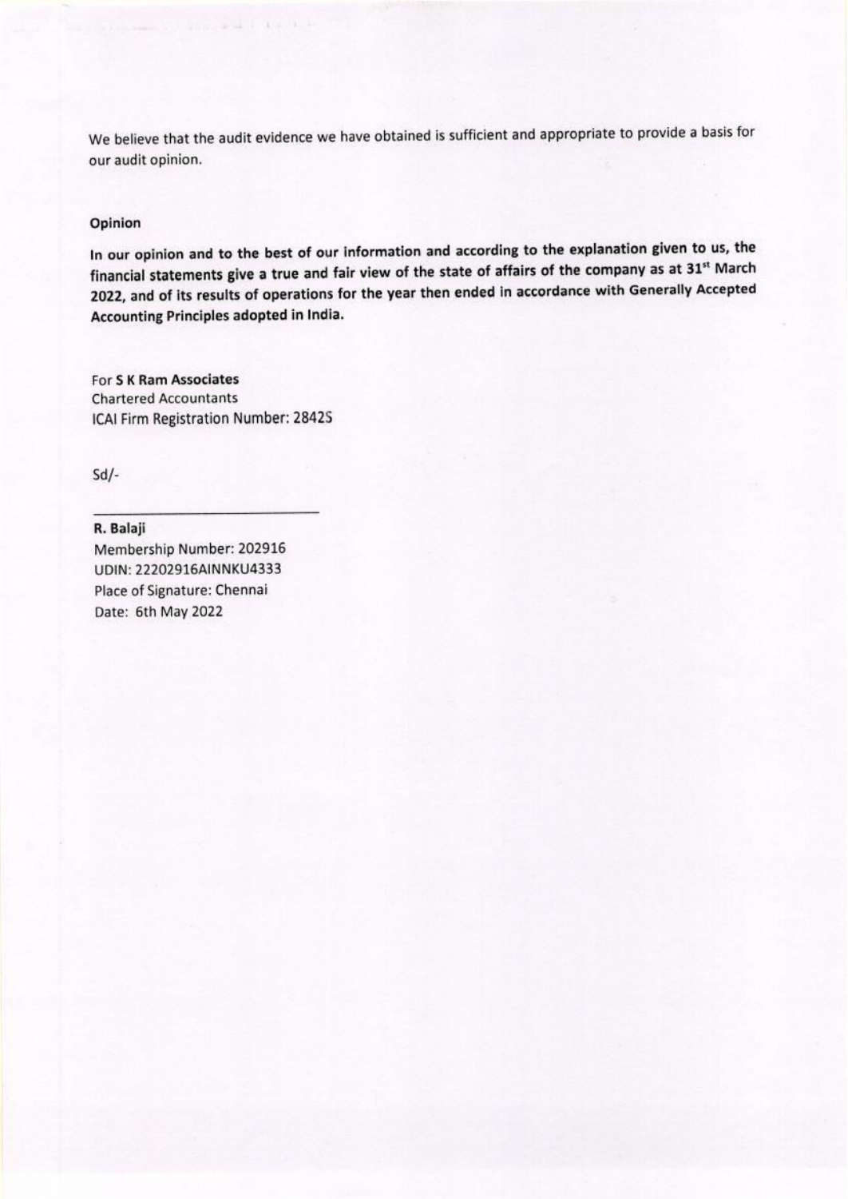We believe that the audit evidence we have obtained is sufficient and appropriate to provide a basis for our audit opinion.

**Opinion**

**In our opinion and to the best of our information and according to the explanation given to us, the financial statements give a true and fair view of the state of affairs of the company as at 31st March 2022, and of its results of operations for the year then ended in accordance with Generally Accepted Accounting Principles adopted in India.**

For **S K Ram Associates**
Chartered Accountants
ICAI Firm Registration Number: 2842S

Sd/-

**R. Balaji**
Membership Number: 202916
UDIN: 22202916AINNKU4333
Place of Signature: Chennai
Date: 6th May 2022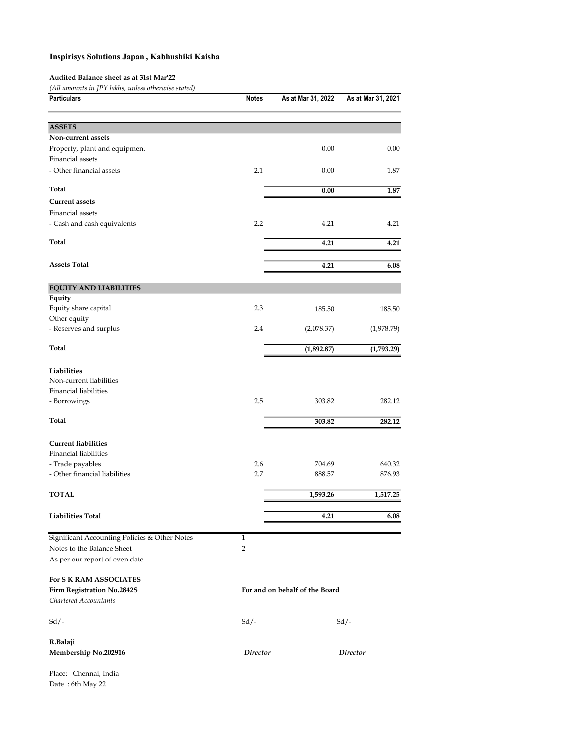# Inspirisys Solutions Japan , Kabhushiki Kaisha

**Audited Balance sheet as at 31st Mar'22**

*(All amounts in JPY lakhs, unless otherwise stated)*

| Particulars | Notes | As at Mar 31, 2022 | As at Mar 31, 2021 |
|---|---|---|---|
| **ASSETS** | | | |
| **Non-current assets** | | | |
| Property, plant and equipment | | 0.00 | 0.00 |
| Financial assets | | | |
| - Other financial assets | 2.1 | 0.00 | 1.87 |
| **Total** | | **0.00** | **1.87** |
| **Current assets** | | | |
| Financial assets | | | |
| - Cash and cash equivalents | 2.2 | 4.21 | 4.21 |
| **Total** | | **4.21** | **4.21** |
| **Assets Total** | | **4.21** | **6.08** |
| **EQUITY AND LIABILITIES** | | | |
| **Equity** | | | |
| Equity share capital | 2.3 | 185.50 | 185.50 |
| Other equity | | | |
| - Reserves and surplus | 2.4 | (2,078.37) | (1,978.79) |
| **Total** | | **(1,892.87)** | **(1,793.29)** |
| **Liabilities** | | | |
| Non-current liabilities | | | |
| Financial liabilities | | | |
| - Borrowings | 2.5 | 303.82 | 282.12 |
| **Total** | | **303.82** | **282.12** |
| **Current liabilities** | | | |
| Financial liabilities | | | |
| - Trade payables | 2.6 | 704.69 | 640.32 |
| - Other financial liabilities | 2.7 | 888.57 | 876.93 |
| **TOTAL** | | **1,593.26** | **1,517.25** |
| **Liabilities Total** | | **4.21** | **6.08** |

| | |
|---|---|
| Significant Accounting Policies & Other Notes | 1 |
| Notes to the Balance Sheet | 2 |

As per our report of even date

**For S K RAM ASSOCIATES**
**Firm Registration No.2842S**
*Chartered Accountants*

**For and on behalf of the Board**

Sd/-　　　　Sd/-　　　　Sd/-

**R.Balaji**
**Membership No.202916**

*Director*　　　　*Director*

Place: Chennai, India
Date : 6th May 22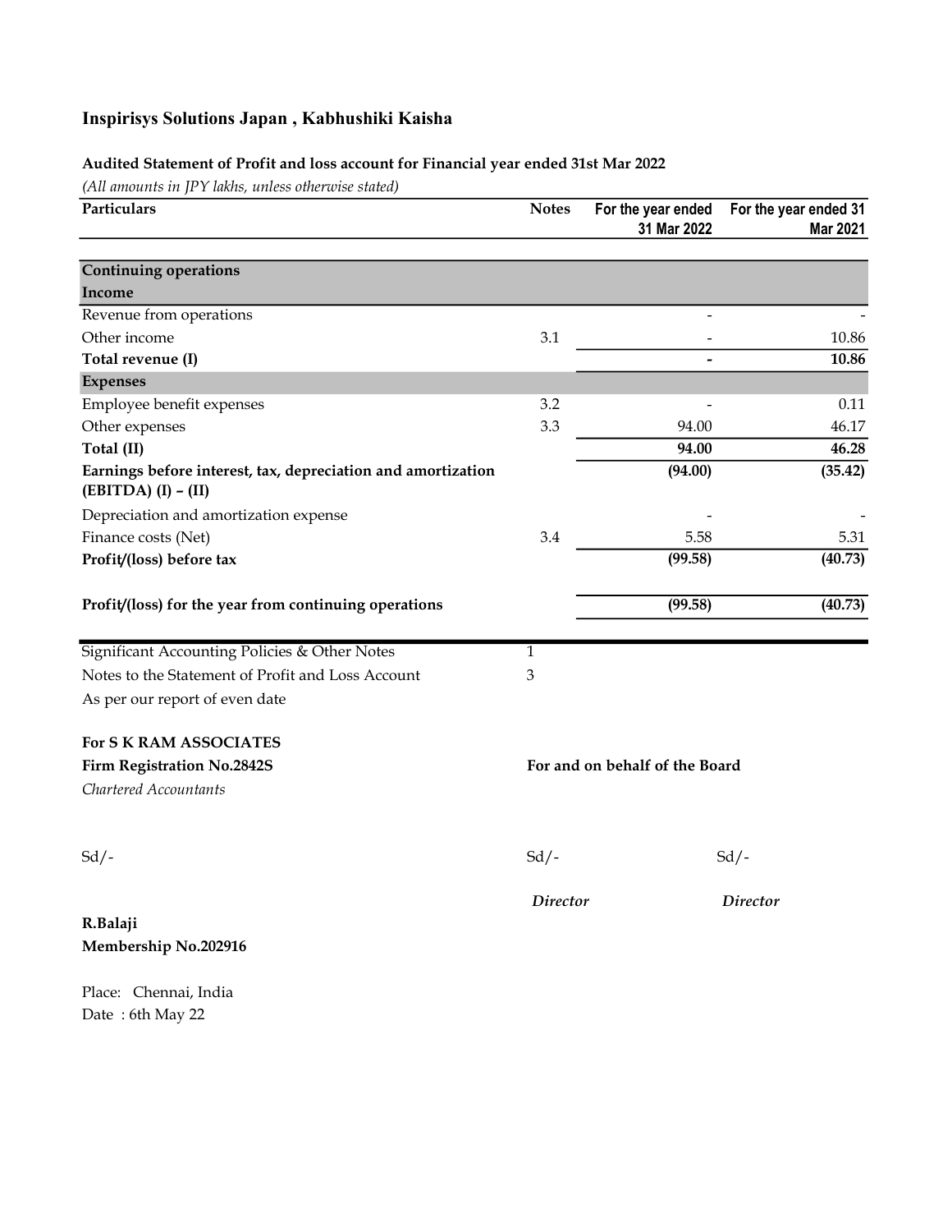# Inspirisys Solutions Japan , Kabhushiki Kaisha

**Audited Statement of Profit and loss account for Financial year ended 31st Mar 2022**

*(All amounts in JPY lakhs, unless otherwise stated)*

| Particulars | Notes | For the year ended 31 Mar 2022 | For the year ended 31 Mar 2021 |
|---|---|---|---|
| **Continuing operations** | | | |
| **Income** | | | |
| Revenue from operations | | - | - |
| Other income | 3.1 | - | 10.86 |
| **Total revenue (I)** | | **-** | **10.86** |
| **Expenses** | | | |
| Employee benefit expenses | 3.2 | - | 0.11 |
| Other expenses | 3.3 | 94.00 | 46.17 |
| **Total (II)** | | **94.00** | **46.28** |
| **Earnings before interest, tax, depreciation and amortization (EBITDA) (I) – (II)** | | **(94.00)** | **(35.42)** |
| Depreciation and amortization expense | | - | - |
| Finance costs (Net) | 3.4 | 5.58 | 5.31 |
| **Profit/(loss) before tax** | | **(99.58)** | **(40.73)** |
| **Profit/(loss) for the year from continuing operations** | | **(99.58)** | **(40.73)** |

Significant Accounting Policies & Other Notes 1

Notes to the Statement of Profit and Loss Account 3

As per our report of even date

**For S K RAM ASSOCIATES**

**Firm Registration No.2842S**

*Chartered Accountants*

**For and on behalf of the Board**

Sd/- Sd/- Sd/-

*Director* *Director*

**R.Balaji**

**Membership No.202916**

Place: Chennai, India

Date : 6th May 22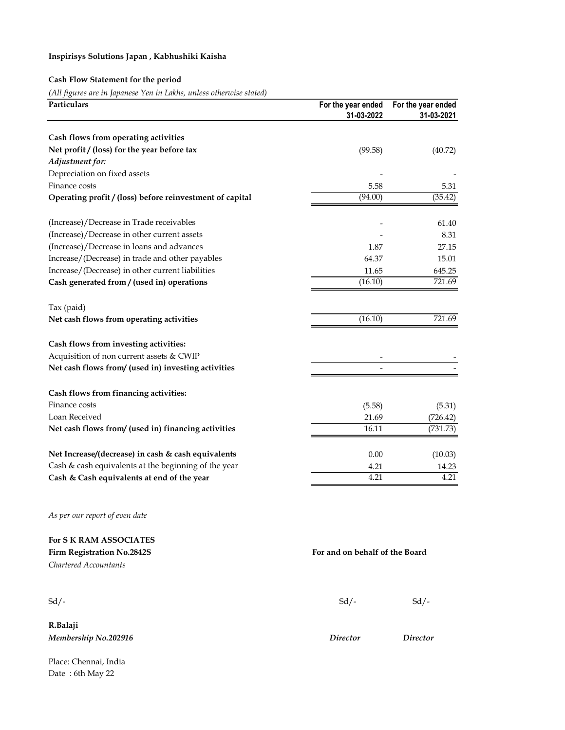**Inspirisys Solutions Japan , Kabhushiki Kaisha**

**Cash Flow Statement for the period**

*(All figures are in Japanese Yen in Lakhs, unless otherwise stated)*

| Particulars | For the year ended 31-03-2022 | For the year ended 31-03-2021 |
|---|---|---|
| **Cash flows from operating activities** | | |
| **Net profit / (loss) for the year before tax** | (99.58) | (40.72) |
| *Adjustment for:* | | |
| Depreciation on fixed assets | - | - |
| Finance costs | 5.58 | 5.31 |
| **Operating profit / (loss) before reinvestment of capital** | (94.00) | (35.42) |
| | | |
| (Increase)/Decrease in Trade receivables | - | 61.40 |
| (Increase)/Decrease in other current assets | - | 8.31 |
| (Increase)/Decrease in loans and advances | 1.87 | 27.15 |
| Increase/(Decrease) in trade and other payables | 64.37 | 15.01 |
| Increase/(Decrease) in other current liabilities | 11.65 | 645.25 |
| **Cash generated from / (used in) operations** | (16.10) | 721.69 |
| | | |
| Tax (paid) | | |
| **Net cash flows from operating activities** | (16.10) | 721.69 |
| | | |
| **Cash flows from investing activities:** | | |
| Acquisition of non current assets & CWIP | - | - |
| **Net cash flows from/ (used in) investing activities** | - | - |
| | | |
| **Cash flows from financing activities:** | | |
| Finance costs | (5.58) | (5.31) |
| Loan Received | 21.69 | (726.42) |
| **Net cash flows from/ (used in) financing activities** | 16.11 | (731.73) |
| | | |
| **Net Increase/(decrease) in cash & cash equivalents** | 0.00 | (10.03) |
| Cash & cash equivalents at the beginning of the year | 4.21 | 14.23 |
| **Cash & Cash equivalents at end of the year** | 4.21 | 4.21 |

*As per our report of even date*

**For S K RAM ASSOCIATES**
**Firm Registration No.2842S**
*Chartered Accountants*

**For and on behalf of the Board**

Sd/-

**R.Balaji**
***Membership No.202916***

Sd/- *Director*

Sd/- *Director*

Place: Chennai, India
Date : 6th May 22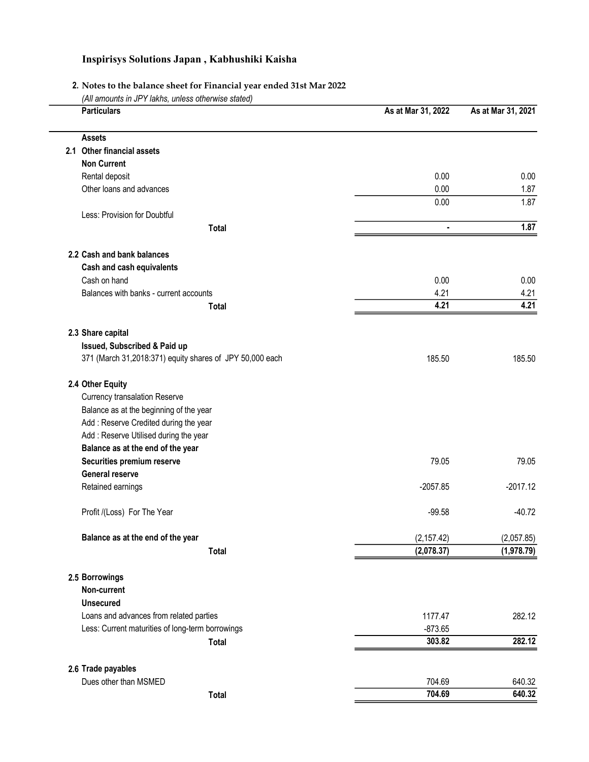# Inspirisys Solutions Japan , Kabhushiki Kaisha

## 2. Notes to the balance sheet for Financial year ended 31st Mar 2022

*(All amounts in JPY lakhs, unless otherwise stated)*

| | Particulars | As at Mar 31, 2022 | As at Mar 31, 2021 |
|---|---|---|---|
| | **Assets** | | |
| **2.1** | **Other financial assets** | | |
| | **Non Current** | | |
| | Rental deposit | 0.00 | 0.00 |
| | Other loans and advances | 0.00 | 1.87 |
| | | 0.00 | 1.87 |
| | Less: Provision for Doubtful | | |
| | **Total** | **-** | **1.87** |
| **2.2** | **Cash and bank balances** | | |
| | **Cash and cash equivalents** | | |
| | Cash on hand | 0.00 | 0.00 |
| | Balances with banks - current accounts | 4.21 | 4.21 |
| | **Total** | **4.21** | **4.21** |
| **2.3** | **Share capital** | | |
| | **Issued, Subscribed & Paid up** | | |
| | 371 (March 31,2018:371) equity shares of JPY 50,000 each | 185.50 | 185.50 |
| **2.4** | **Other Equity** | | |
| | Currency transalation Reserve | | |
| | Balance as at the beginning of the year | | |
| | Add : Reserve Credited during the year | | |
| | Add : Reserve Utilised during the year | | |
| | **Balance as at the end of the year** | | |
| | **Securities premium reserve** | 79.05 | 79.05 |
| | **General reserve** | | |
| | Retained earnings | -2057.85 | -2017.12 |
| | Profit /(Loss) For The Year | -99.58 | -40.72 |
| | **Balance as at the end of the year** | (2,157.42) | (2,057.85) |
| | **Total** | **(2,078.37)** | **(1,978.79)** |
| **2.5** | **Borrowings** | | |
| | **Non-current** | | |
| | **Unsecured** | | |
| | Loans and advances from related parties | 1177.47 | 282.12 |
| | Less: Current maturities of long-term borrowings | -873.65 | |
| | **Total** | **303.82** | **282.12** |
| **2.6** | **Trade payables** | | |
| | Dues other than MSMED | 704.69 | 640.32 |
| | **Total** | **704.69** | **640.32** |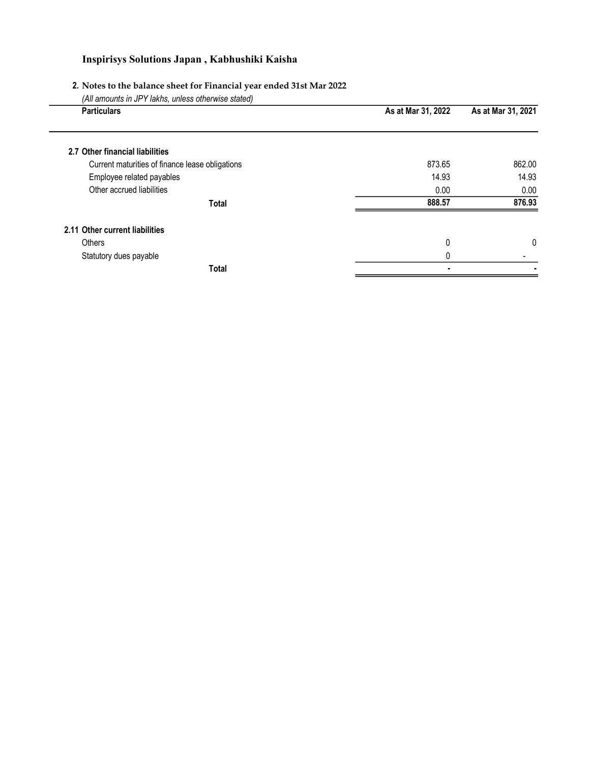# Inspirisys Solutions Japan , Kabhushiki Kaisha

## 2. Notes to the balance sheet for Financial year ended 31st Mar 2022

*(All amounts in JPY lakhs, unless otherwise stated)*

| Particulars | As at Mar 31, 2022 | As at Mar 31, 2021 |
|---|---|---|
| **2.7 Other financial liabilities** | | |
| Current maturities of finance lease obligations | 873.65 | 862.00 |
| Employee related payables | 14.93 | 14.93 |
| Other accrued liabilities | 0.00 | 0.00 |
| **Total** | **888.57** | **876.93** |
| **2.11 Other current liabilities** | | |
| Others | 0 | 0 |
| Statutory dues payable | 0 | - |
| **Total** | **-** | **-** |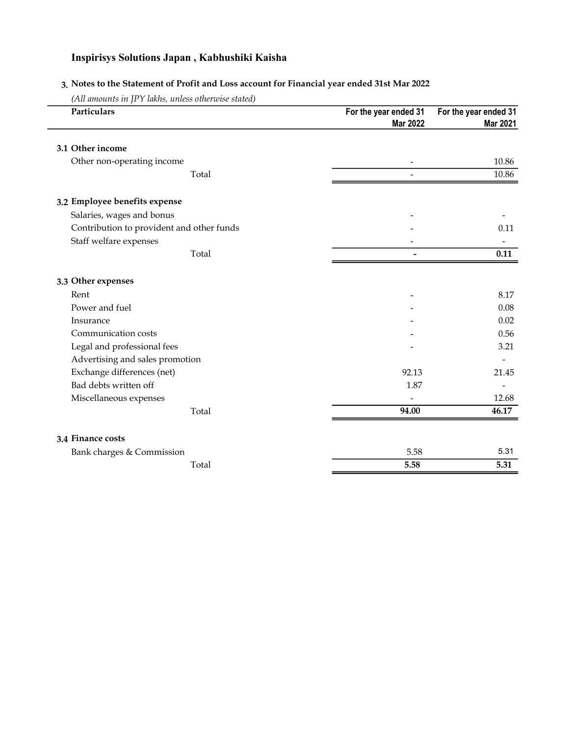# Inspirisys Solutions Japan , Kabhushiki Kaisha

## 3. Notes to the Statement of Profit and Loss account for Financial year ended 31st Mar 2022

*(All amounts in JPY lakhs, unless otherwise stated)*

| Particulars | For the year ended 31 Mar 2022 | For the year ended 31 Mar 2021 |
|---|---|---|
| **3.1 Other income** | | |
| Other non-operating income | - | 10.86 |
| Total | - | 10.86 |
| **3.2 Employee benefits expense** | | |
| Salaries, wages and bonus | - | - |
| Contribution to provident and other funds | - | 0.11 |
| Staff welfare expenses | - | - |
| Total | **-** | **0.11** |
| **3.3 Other expenses** | | |
| Rent | - | 8.17 |
| Power and fuel | - | 0.08 |
| Insurance | - | 0.02 |
| Communication costs | - | 0.56 |
| Legal and professional fees | - | 3.21 |
| Advertising and sales promotion | | - |
| Exchange differences (net) | 92.13 | 21.45 |
| Bad debts written off | 1.87 | - |
| Miscellaneous expenses | - | 12.68 |
| Total | **94.00** | **46.17** |
| **3.4 Finance costs** | | |
| Bank charges & Commission | 5.58 | 5.31 |
| Total | **5.58** | **5.31** |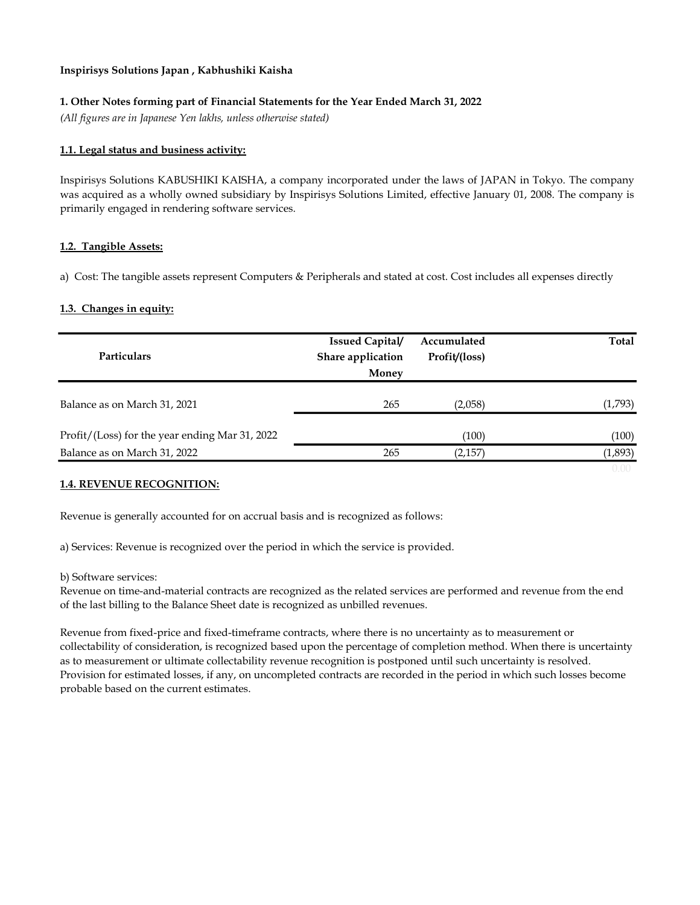**Inspirisys Solutions Japan , Kabhushiki Kaisha**

**1. Other Notes forming part of Financial Statements for the Year Ended March 31, 2022**

*(All figures are in Japanese Yen lakhs, unless otherwise stated)*

**1.1. Legal status and business activity:**

Inspirisys Solutions KABUSHIKI KAISHA, a company incorporated under the laws of JAPAN in Tokyo. The company was acquired as a wholly owned subsidiary by Inspirisys Solutions Limited, effective January 01, 2008. The company is primarily engaged in rendering software services.

**1.2. Tangible Assets:**

a) Cost: The tangible assets represent Computers & Peripherals and stated at cost. Cost includes all expenses directly

**1.3. Changes in equity:**

| Particulars | Issued Capital/ Share application Money | Accumulated Profit/(loss) | Total |
|---|---|---|---|
| Balance as on March 31, 2021 | 265 | (2,058) | (1,793) |
| Profit/(Loss) for the year ending Mar 31, 2022 | | (100) | (100) |
| Balance as on March 31, 2022 | 265 | (2,157) | (1,893) |
| | | | 0.00 |

**1.4. REVENUE RECOGNITION:**

Revenue is generally accounted for on accrual basis and is recognized as follows:

a) Services: Revenue is recognized over the period in which the service is provided.

b) Software services:
Revenue on time-and-material contracts are recognized as the related services are performed and revenue from the end of the last billing to the Balance Sheet date is recognized as unbilled revenues.

Revenue from fixed-price and fixed-timeframe contracts, where there is no uncertainty as to measurement or collectability of consideration, is recognized based upon the percentage of completion method. When there is uncertainty as to measurement or ultimate collectability revenue recognition is postponed until such uncertainty is resolved. Provision for estimated losses, if any, on uncompleted contracts are recorded in the period in which such losses become probable based on the current estimates.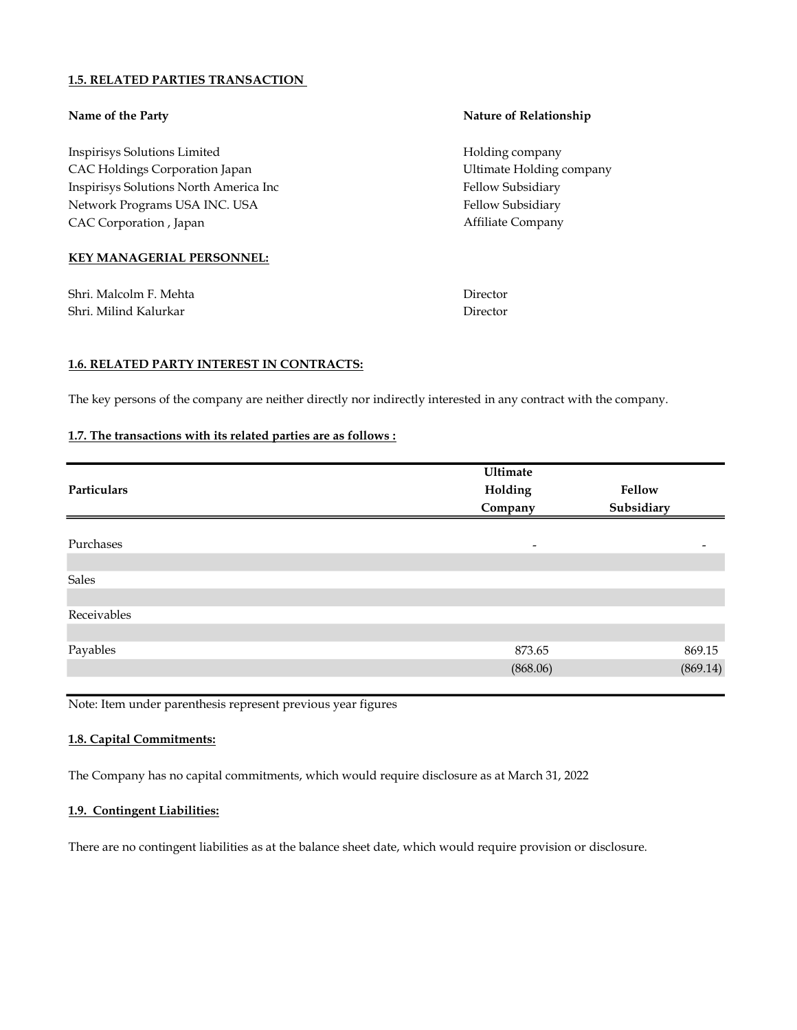**1.5. RELATED PARTIES TRANSACTION**

| Name of the Party | Nature of Relationship |
|---|---|
| Inspirisys Solutions Limited | Holding company |
| CAC Holdings Corporation Japan | Ultimate Holding company |
| Inspirisys Solutions North America Inc | Fellow Subsidiary |
| Network Programs USA INC. USA | Fellow Subsidiary |
| CAC Corporation , Japan | Affiliate Company |

**KEY MANAGERIAL PERSONNEL:**

| | |
|---|---|
| Shri. Malcolm F. Mehta | Director |
| Shri. Milind Kalurkar | Director |

**1.6. RELATED PARTY INTEREST IN CONTRACTS:**

The key persons of the company are neither directly nor indirectly interested in any contract with the company.

**1.7. The transactions with its related parties are as follows :**

| Particulars | Ultimate Holding Company | Fellow Subsidiary |
|---|---|---|
| Purchases | - | - |
| | | |
| Sales | | |
| | | |
| Receivables | | |
| | | |
| Payables | 873.65 | 869.15 |
| | (868.06) | (869.14) |

Note: Item under parenthesis represent previous year figures

**1.8. Capital Commitments:**

The Company has no capital commitments, which would require disclosure as at March 31, 2022

**1.9. Contingent Liabilities:**

There are no contingent liabilities as at the balance sheet date, which would require provision or disclosure.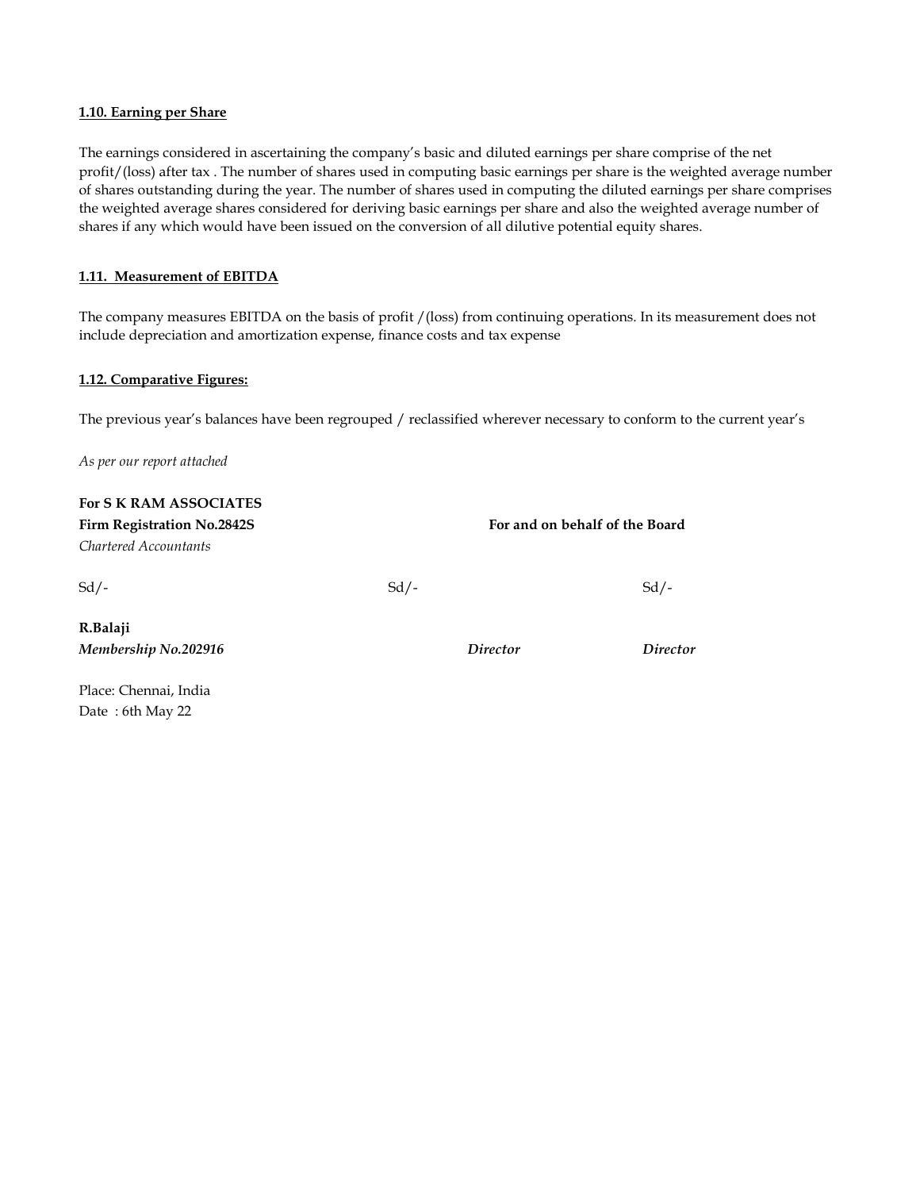### 1.10. Earning per Share

The earnings considered in ascertaining the company's basic and diluted earnings per share comprise of the net profit/(loss) after tax . The number of shares used in computing basic earnings per share is the weighted average number of shares outstanding during the year. The number of shares used in computing the diluted earnings per share comprises the weighted average shares considered for deriving basic earnings per share and also the weighted average number of shares if any which would have been issued on the conversion of all dilutive potential equity shares.

### 1.11. Measurement of EBITDA

The company measures EBITDA on the basis of profit /(loss) from continuing operations. In its measurement does not include depreciation and amortization expense, finance costs and tax expense

### 1.12. Comparative Figures:

The previous year's balances have been regrouped / reclassified wherever necessary to conform to the current year's

*As per our report attached*

**For S K RAM ASSOCIATES**
**Firm Registration No.2842S**
*Chartered Accountants*

**For and on behalf of the Board**

Sd/-  Sd/-  Sd/-

**R.Balaji**
***Membership No.202916***

***Director***  ***Director***

Place: Chennai, India
Date : 6th May 22